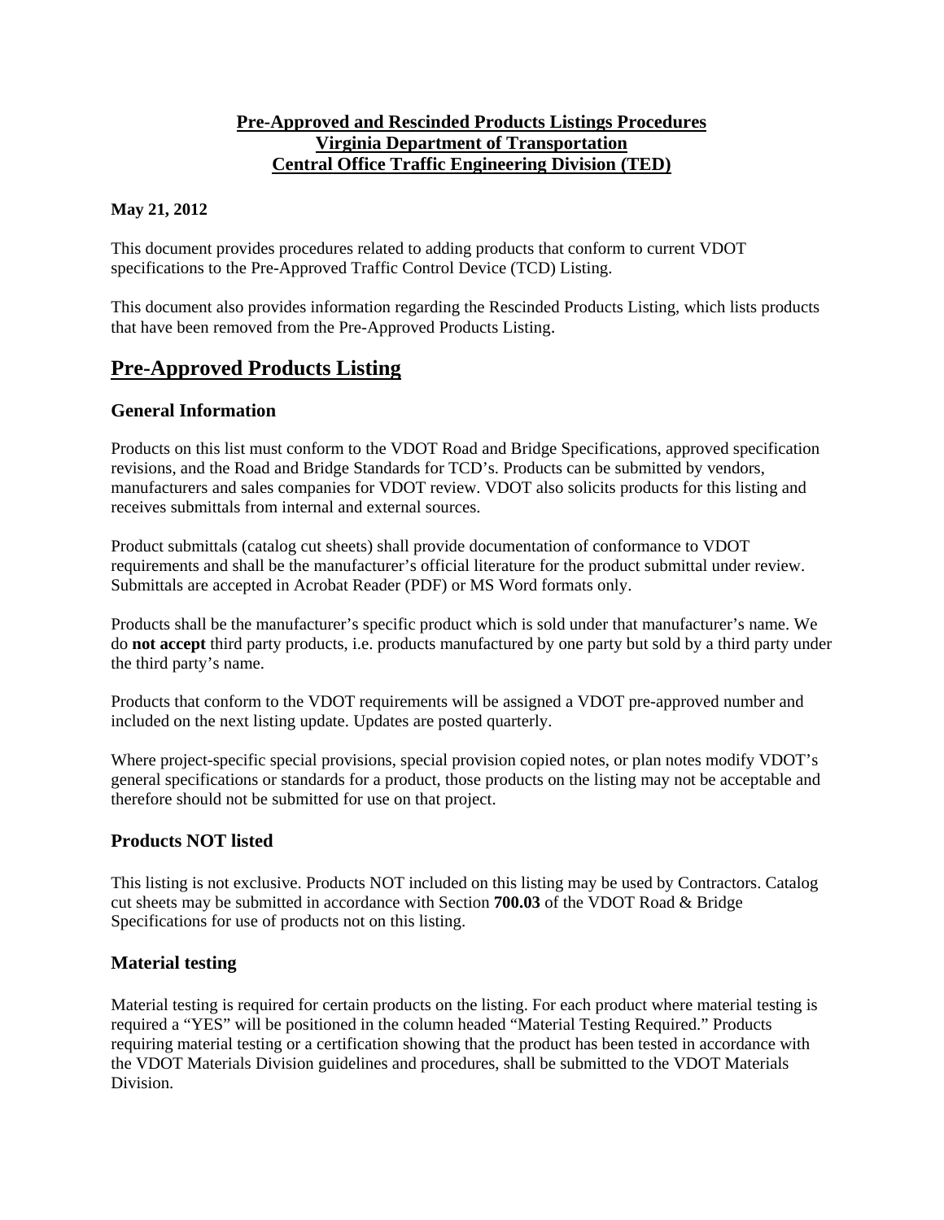**Pre-Approved and Rescinded Products Listings Procedures**
**Virginia Department of Transportation**
**Central Office Traffic Engineering Division (TED)**

**May 21, 2012**

This document provides procedures related to adding products that conform to current VDOT specifications to the Pre-Approved Traffic Control Device (TCD) Listing.

This document also provides information regarding the Rescinded Products Listing, which lists products that have been removed from the Pre-Approved Products Listing.

# Pre-Approved Products Listing

## General Information

Products on this list must conform to the VDOT Road and Bridge Specifications, approved specification revisions, and the Road and Bridge Standards for TCD's. Products can be submitted by vendors, manufacturers and sales companies for VDOT review. VDOT also solicits products for this listing and receives submittals from internal and external sources.

Product submittals (catalog cut sheets) shall provide documentation of conformance to VDOT requirements and shall be the manufacturer's official literature for the product submittal under review. Submittals are accepted in Acrobat Reader (PDF) or MS Word formats only.

Products shall be the manufacturer's specific product which is sold under that manufacturer's name. We do **not accept** third party products, i.e. products manufactured by one party but sold by a third party under the third party's name.

Products that conform to the VDOT requirements will be assigned a VDOT pre-approved number and included on the next listing update. Updates are posted quarterly.

Where project-specific special provisions, special provision copied notes, or plan notes modify VDOT's general specifications or standards for a product, those products on the listing may not be acceptable and therefore should not be submitted for use on that project.

## Products NOT listed

This listing is not exclusive. Products NOT included on this listing may be used by Contractors. Catalog cut sheets may be submitted in accordance with Section **700.03** of the VDOT Road & Bridge Specifications for use of products not on this listing.

## Material testing

Material testing is required for certain products on the listing. For each product where material testing is required a "YES" will be positioned in the column headed "Material Testing Required." Products requiring material testing or a certification showing that the product has been tested in accordance with the VDOT Materials Division guidelines and procedures, shall be submitted to the VDOT Materials Division.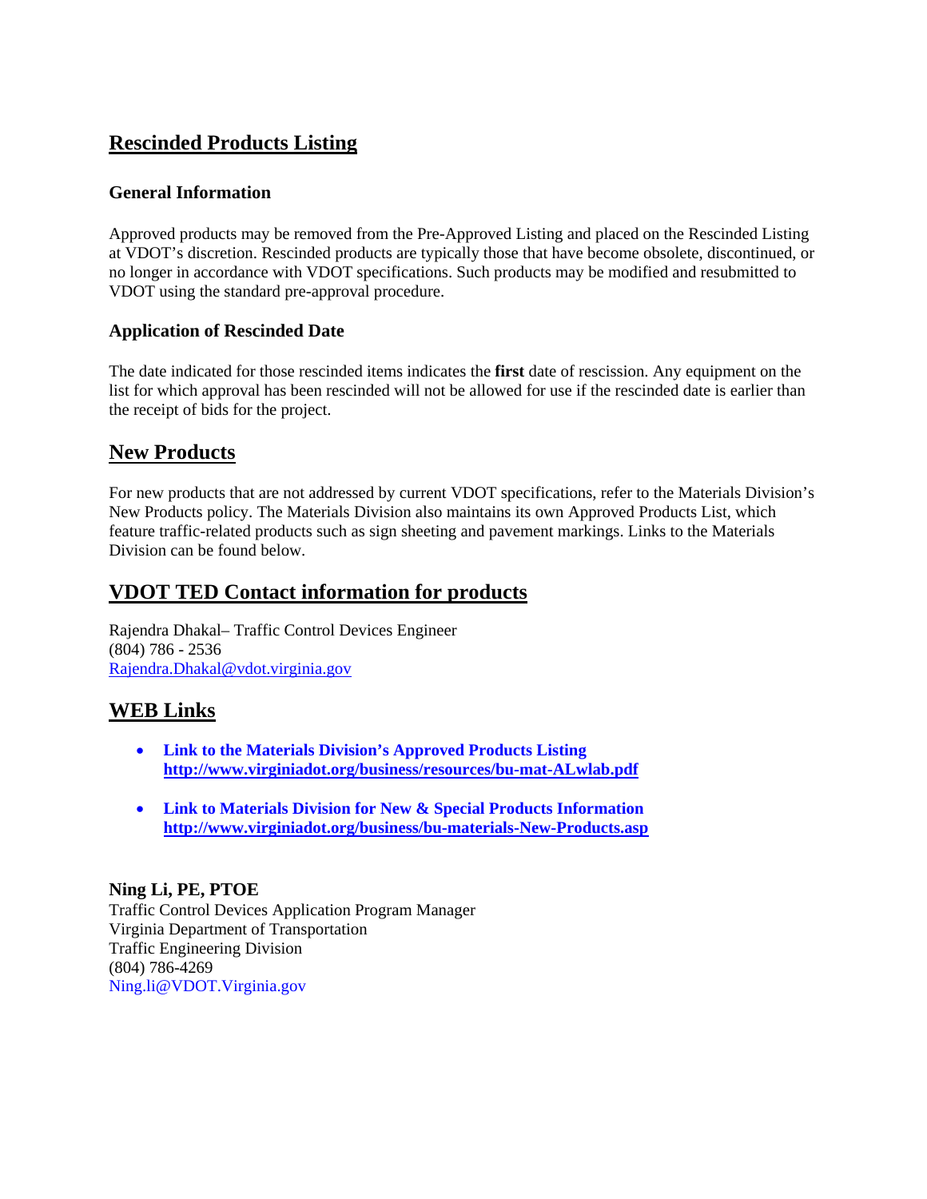## Rescinded Products Listing

### General Information

Approved products may be removed from the Pre-Approved Listing and placed on the Rescinded Listing at VDOT's discretion. Rescinded products are typically those that have become obsolete, discontinued, or no longer in accordance with VDOT specifications. Such products may be modified and resubmitted to VDOT using the standard pre-approval procedure.

### Application of Rescinded Date

The date indicated for those rescinded items indicates the **first** date of rescission. Any equipment on the list for which approval has been rescinded will not be allowed for use if the rescinded date is earlier than the receipt of bids for the project.

## New Products

For new products that are not addressed by current VDOT specifications, refer to the Materials Division's New Products policy. The Materials Division also maintains its own Approved Products List, which feature traffic-related products such as sign sheeting and pavement markings. Links to the Materials Division can be found below.

## VDOT TED Contact information for products

Rajendra Dhakal– Traffic Control Devices Engineer
(804) 786 - 2536
Rajendra.Dhakal@vdot.virginia.gov

## WEB Links

- **Link to the Materials Division's Approved Products Listing**
  **http://www.virginiadot.org/business/resources/bu-mat-ALwlab.pdf**

- **Link to Materials Division for New & Special Products Information**
  **http://www.virginiadot.org/business/bu-materials-New-Products.asp**

**Ning Li, PE, PTOE**
Traffic Control Devices Application Program Manager
Virginia Department of Transportation
Traffic Engineering Division
(804) 786-4269
Ning.li@VDOT.Virginia.gov